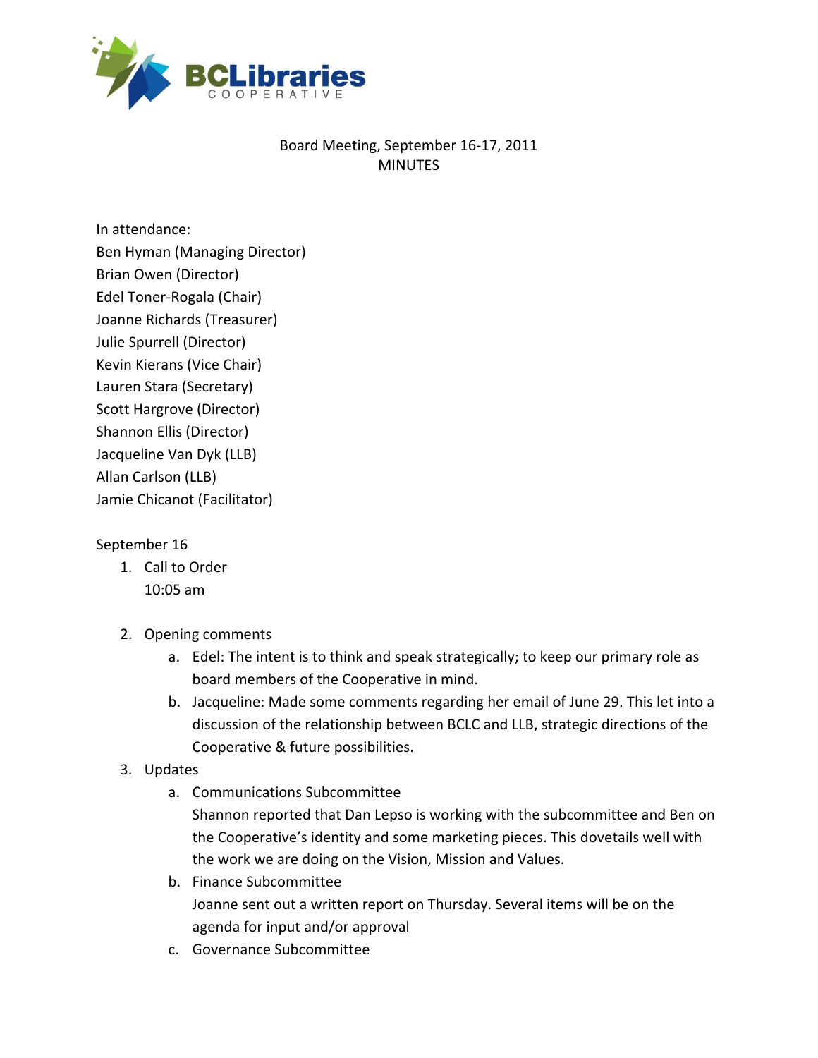BCLibraries COOPERATIVE

Board Meeting, September 16-17, 2011
MINUTES

In attendance:
Ben Hyman (Managing Director)
Brian Owen (Director)
Edel Toner-Rogala (Chair)
Joanne Richards (Treasurer)
Julie Spurrell (Director)
Kevin Kierans (Vice Chair)
Lauren Stara (Secretary)
Scott Hargrove (Director)
Shannon Ellis (Director)
Jacqueline Van Dyk (LLB)
Allan Carlson (LLB)
Jamie Chicanot (Facilitator)

September 16

1. Call to Order
   10:05 am

2. Opening comments
   a. Edel: The intent is to think and speak strategically; to keep our primary role as board members of the Cooperative in mind.
   b. Jacqueline: Made some comments regarding her email of June 29. This let into a discussion of the relationship between BCLC and LLB, strategic directions of the Cooperative & future possibilities.

3. Updates
   a. Communications Subcommittee
      Shannon reported that Dan Lepso is working with the subcommittee and Ben on the Cooperative's identity and some marketing pieces. This dovetails well with the work we are doing on the Vision, Mission and Values.
   b. Finance Subcommittee
      Joanne sent out a written report on Thursday. Several items will be on the agenda for input and/or approval
   c. Governance Subcommittee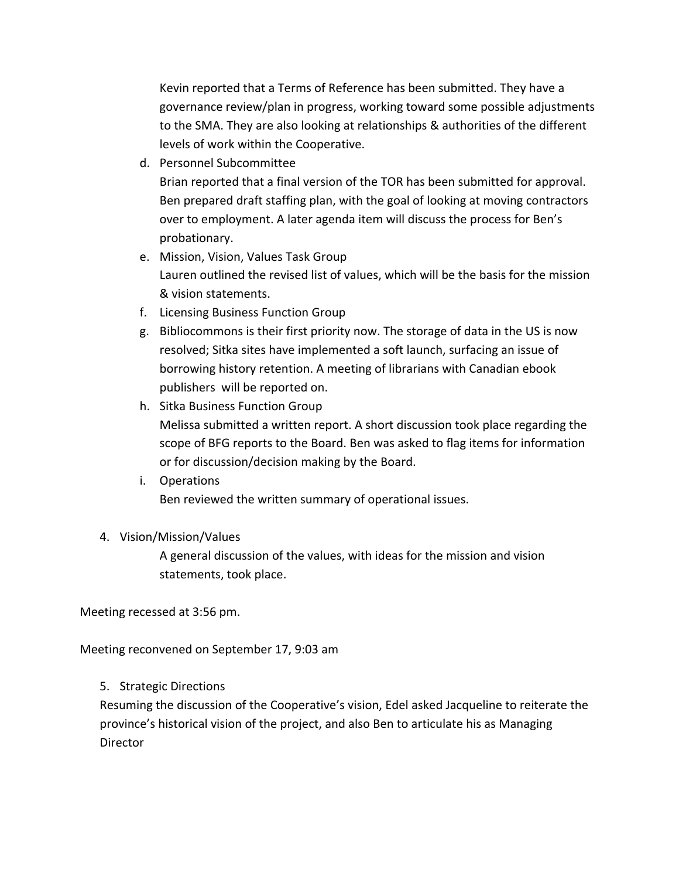Kevin reported that a Terms of Reference has been submitted. They have a governance review/plan in progress, working toward some possible adjustments to the SMA. They are also looking at relationships & authorities of the different levels of work within the Cooperative.

d. Personnel Subcommittee
   Brian reported that a final version of the TOR has been submitted for approval. Ben prepared draft staffing plan, with the goal of looking at moving contractors over to employment. A later agenda item will discuss the process for Ben's probationary.
e. Mission, Vision, Values Task Group
   Lauren outlined the revised list of values, which will be the basis for the mission & vision statements.
f. Licensing Business Function Group
g. Bibliocommons is their first priority now. The storage of data in the US is now resolved; Sitka sites have implemented a soft launch, surfacing an issue of borrowing history retention. A meeting of librarians with Canadian ebook publishers will be reported on.
h. Sitka Business Function Group
   Melissa submitted a written report. A short discussion took place regarding the scope of BFG reports to the Board. Ben was asked to flag items for information or for discussion/decision making by the Board.
i. Operations
   Ben reviewed the written summary of operational issues.

4. Vision/Mission/Values
   A general discussion of the values, with ideas for the mission and vision statements, took place.

Meeting recessed at 3:56 pm.

Meeting reconvened on September 17, 9:03 am

5. Strategic Directions
Resuming the discussion of the Cooperative's vision, Edel asked Jacqueline to reiterate the province's historical vision of the project, and also Ben to articulate his as Managing Director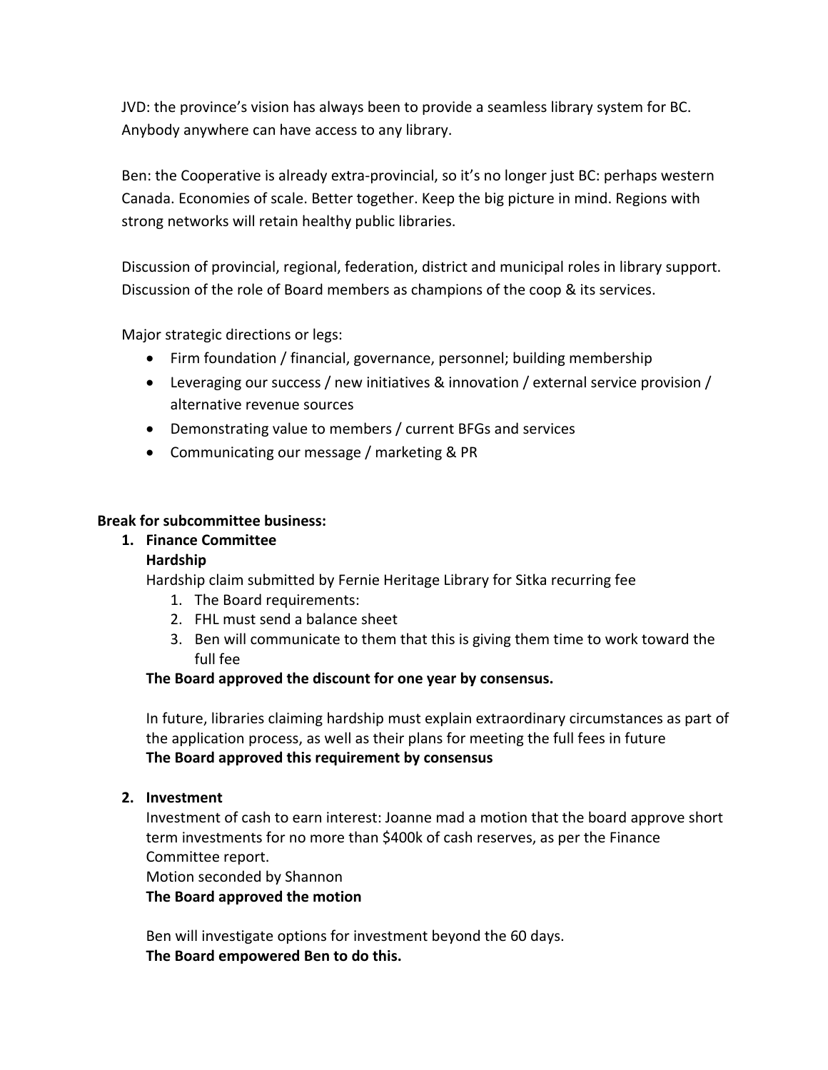JVD: the province's vision has always been to provide a seamless library system for BC. Anybody anywhere can have access to any library.

Ben: the Cooperative is already extra-provincial, so it's no longer just BC: perhaps western Canada. Economies of scale. Better together. Keep the big picture in mind. Regions with strong networks will retain healthy public libraries.

Discussion of provincial, regional, federation, district and municipal roles in library support. Discussion of the role of Board members as champions of the coop & its services.

Major strategic directions or legs:

- Firm foundation / financial, governance, personnel; building membership
- Leveraging our success / new initiatives & innovation / external service provision / alternative revenue sources
- Demonstrating value to members / current BFGs and services
- Communicating our message / marketing & PR

**Break for subcommittee business:**

1. **Finance Committee**
   **Hardship**
   Hardship claim submitted by Fernie Heritage Library for Sitka recurring fee
   1. The Board requirements:
   2. FHL must send a balance sheet
   3. Ben will communicate to them that this is giving them time to work toward the full fee

   **The Board approved the discount for one year by consensus.**

   In future, libraries claiming hardship must explain extraordinary circumstances as part of the application process, as well as their plans for meeting the full fees in future
   **The Board approved this requirement by consensus**

2. **Investment**
   Investment of cash to earn interest: Joanne mad a motion that the board approve short term investments for no more than $400k of cash reserves, as per the Finance Committee report.
   Motion seconded by Shannon
   **The Board approved the motion**

   Ben will investigate options for investment beyond the 60 days.
   **The Board empowered Ben to do this.**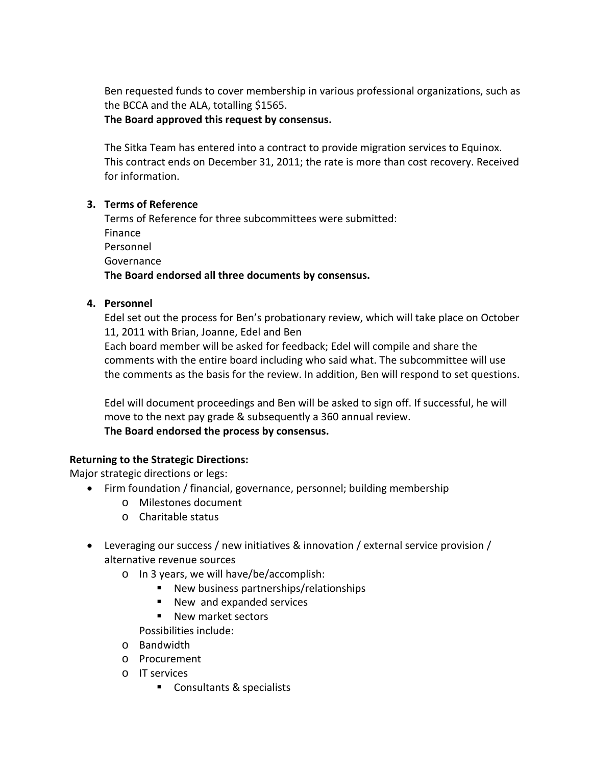Ben requested funds to cover membership in various professional organizations, such as the BCCA and the ALA, totalling $1565.
**The Board approved this request by consensus.**

The Sitka Team has entered into a contract to provide migration services to Equinox. This contract ends on December 31, 2011; the rate is more than cost recovery. Received for information.

3. **Terms of Reference**
   Terms of Reference for three subcommittees were submitted:
   Finance
   Personnel
   Governance
   **The Board endorsed all three documents by consensus.**

4. **Personnel**
   Edel set out the process for Ben's probationary review, which will take place on October 11, 2011 with Brian, Joanne, Edel and Ben
   Each board member will be asked for feedback; Edel will compile and share the comments with the entire board including who said what. The subcommittee will use the comments as the basis for the review. In addition, Ben will respond to set questions.

   Edel will document proceedings and Ben will be asked to sign off. If successful, he will move to the next pay grade & subsequently a 360 annual review.
   **The Board endorsed the process by consensus.**

**Returning to the Strategic Directions:**
Major strategic directions or legs:

- Firm foundation / financial, governance, personnel; building membership
  - Milestones document
  - Charitable status

- Leveraging our success / new initiatives & innovation / external service provision / alternative revenue sources
  - In 3 years, we will have/be/accomplish:
    - New business partnerships/relationships
    - New and expanded services
    - New market sectors

    Possibilities include:
  - Bandwidth
  - Procurement
  - IT services
    - Consultants & specialists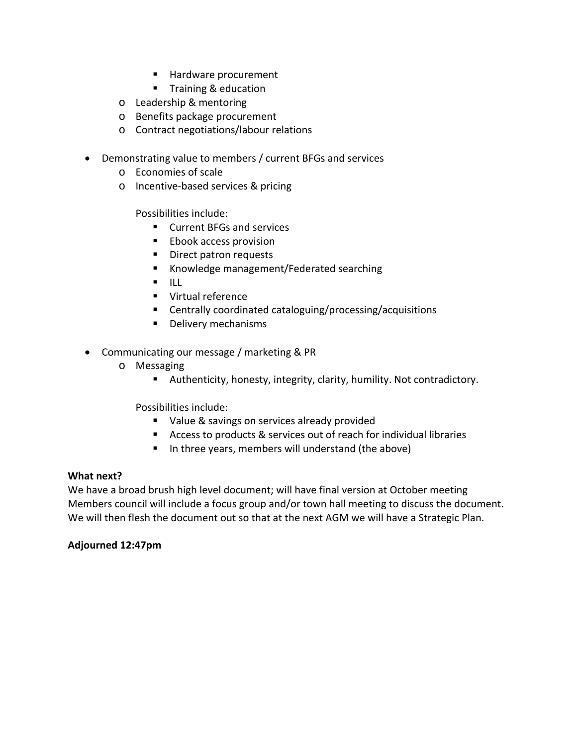- Hardware procurement
        - Training & education
    - Leadership & mentoring
    - Benefits package procurement
    - Contract negotiations/labour relations

- Demonstrating value to members / current BFGs and services
    - Economies of scale
    - Incentive-based services & pricing

      Possibilities include:
        - Current BFGs and services
        - Ebook access provision
        - Direct patron requests
        - Knowledge management/Federated searching
        - ILL
        - Virtual reference
        - Centrally coordinated cataloguing/processing/acquisitions
        - Delivery mechanisms

- Communicating our message / marketing & PR
    - Messaging
        - Authenticity, honesty, integrity, clarity, humility. Not contradictory.

      Possibilities include:
        - Value & savings on services already provided
        - Access to products & services out of reach for individual libraries
        - In three years, members will understand (the above)

**What next?**
We have a broad brush high level document; will have final version at October meeting
Members council will include a focus group and/or town hall meeting to discuss the document.
We will then flesh the document out so that at the next AGM we will have a Strategic Plan.

**Adjourned 12:47pm**